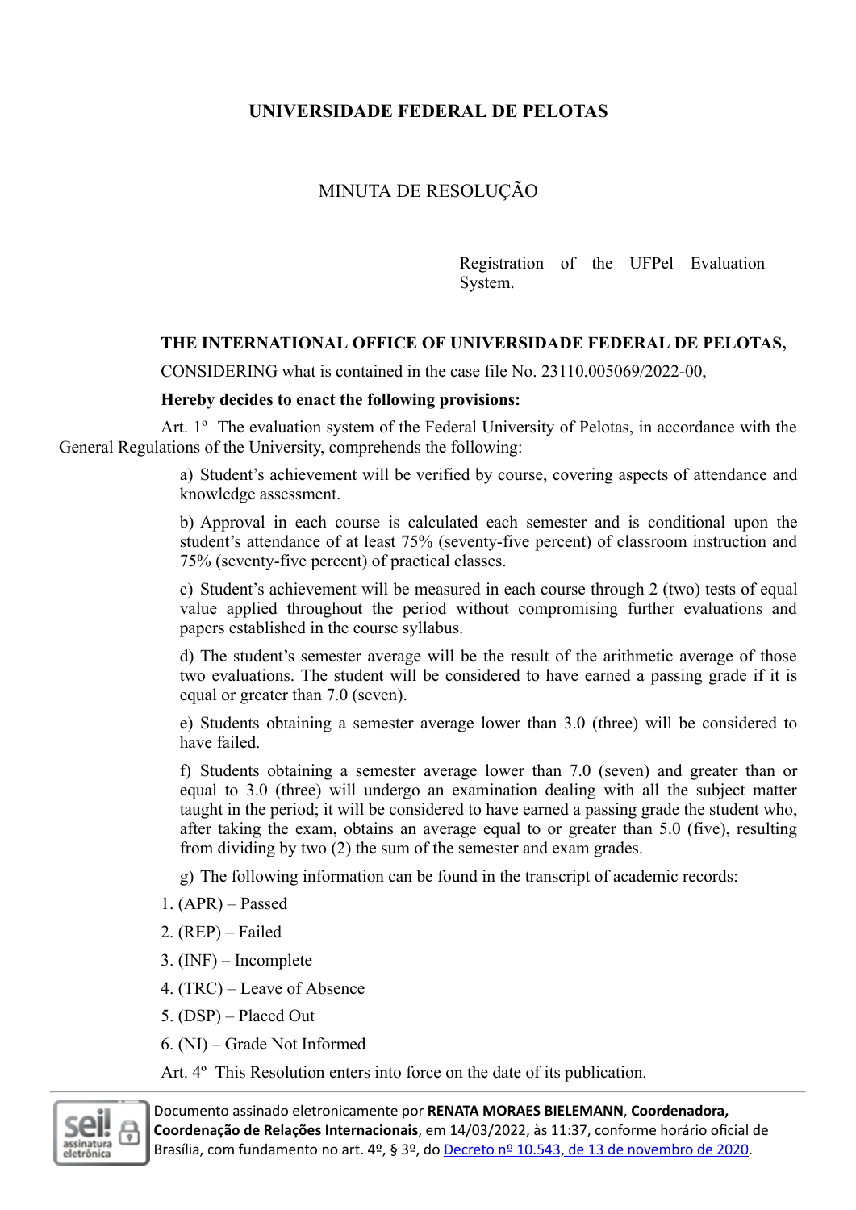# UNIVERSIDADE FEDERAL DE PELOTAS

## MINUTA DE RESOLUÇÃO

Registration of the UFPel Evaluation System.

**THE INTERNATIONAL OFFICE OF UNIVERSIDADE FEDERAL DE PELOTAS,**

CONSIDERING what is contained in the case file No. 23110.005069/2022-00,

**Hereby decides to enact the following provisions:**

Art. 1º The evaluation system of the Federal University of Pelotas, in accordance with the General Regulations of the University, comprehends the following:

a) Student's achievement will be verified by course, covering aspects of attendance and knowledge assessment.

b) Approval in each course is calculated each semester and is conditional upon the student's attendance of at least 75% (seventy-five percent) of classroom instruction and 75% (seventy-five percent) of practical classes.

c) Student's achievement will be measured in each course through 2 (two) tests of equal value applied throughout the period without compromising further evaluations and papers established in the course syllabus.

d) The student's semester average will be the result of the arithmetic average of those two evaluations. The student will be considered to have earned a passing grade if it is equal or greater than 7.0 (seven).

e) Students obtaining a semester average lower than 3.0 (three) will be considered to have failed.

f) Students obtaining a semester average lower than 7.0 (seven) and greater than or equal to 3.0 (three) will undergo an examination dealing with all the subject matter taught in the period; it will be considered to have earned a passing grade the student who, after taking the exam, obtains an average equal to or greater than 5.0 (five), resulting from dividing by two (2) the sum of the semester and exam grades.

g) The following information can be found in the transcript of academic records:

1. (APR) – Passed
2. (REP) – Failed
3. (INF) – Incomplete
4. (TRC) – Leave of Absence
5. (DSP) – Placed Out
6. (NI) – Grade Not Informed

Art. 4º This Resolution enters into force on the date of its publication.

Documento assinado eletronicamente por **RENATA MORAES BIELEMANN**, **Coordenadora, Coordenação de Relações Internacionais**, em 14/03/2022, às 11:37, conforme horário oficial de Brasília, com fundamento no art. 4º, § 3º, do Decreto nº 10.543, de 13 de novembro de 2020.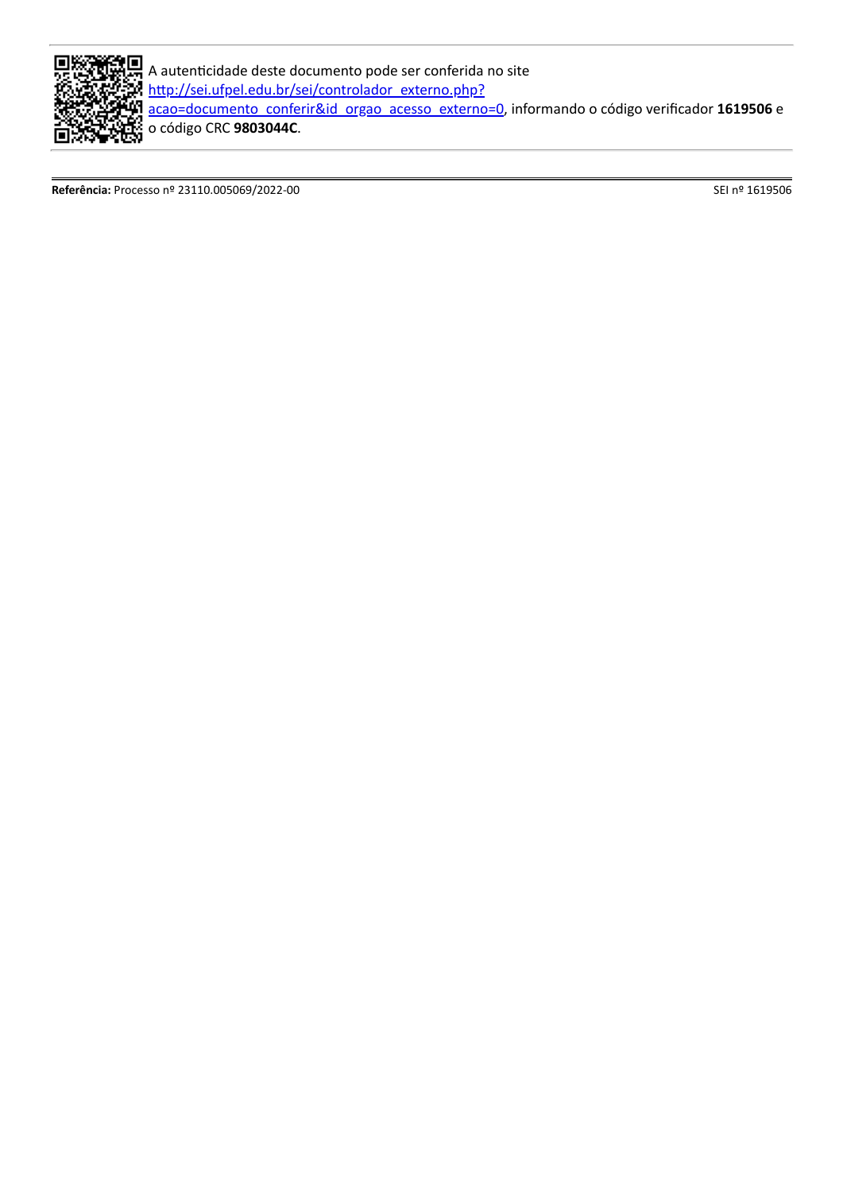A autenticidade deste documento pode ser conferida no site http://sei.ufpel.edu.br/sei/controlador_externo.php?acao=documento_conferir&id_orgao_acesso_externo=0, informando o código verificador **1619506** e o código CRC **9803044C**.

---

**Referência:** Processo nº 23110.005069/2022-00 SEI nº 1619506